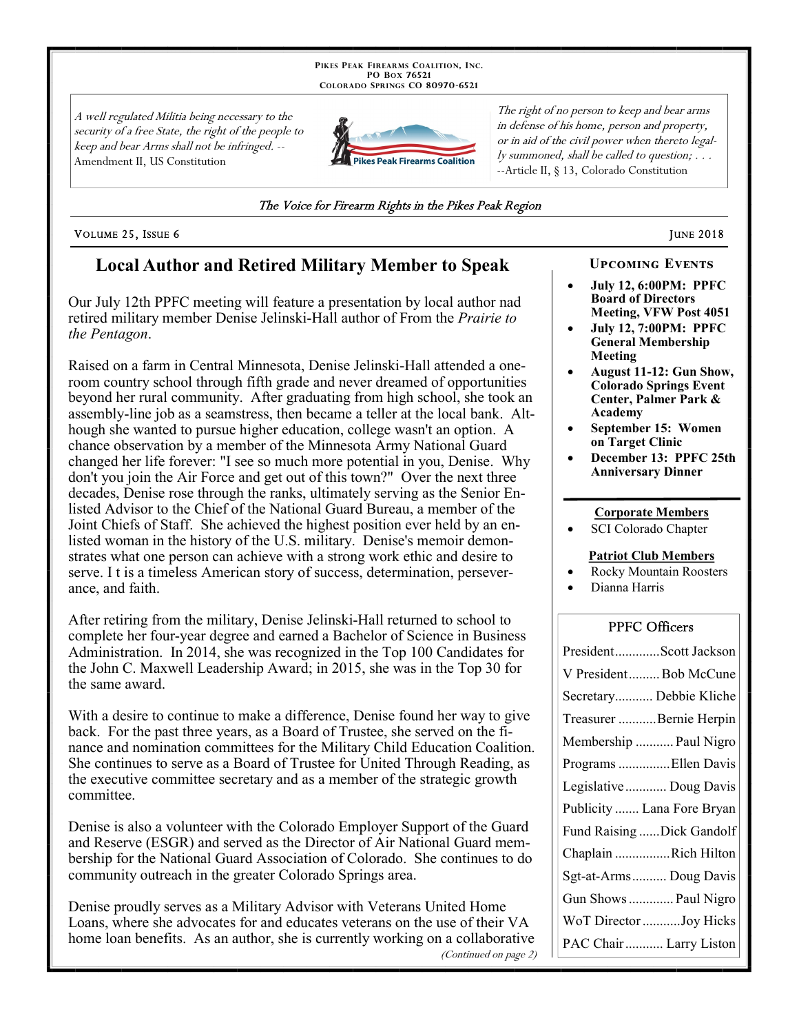PIKES PEAK FIREARMS COALITION, INC.
PO BOX 76521
COLORADO SPRINGS CO 80970-6521

*A well regulated Militia being necessary to the security of a free State, the right of the people to keep and bear Arms shall not be infringed.* -- Amendment II, US Constitution

*The right of no person to keep and bear arms in defense of his home, person and property, or in aid of the civil power when thereto legally summoned, shall be called to question; . . .* --Article II, § 13, Colorado Constitution

*The Voice for Firearm Rights in the Pikes Peak Region*

VOLUME 25, ISSUE 6 — JUNE 2018

## Local Author and Retired Military Member to Speak

Our July 12th PPFC meeting will feature a presentation by local author nad retired military member Denise Jelinski-Hall author of From the *Prairie to the Pentagon*.

Raised on a farm in Central Minnesota, Denise Jelinski-Hall attended a one-room country school through fifth grade and never dreamed of opportunities beyond her rural community. After graduating from high school, she took an assembly-line job as a seamstress, then became a teller at the local bank. Although she wanted to pursue higher education, college wasn't an option. A chance observation by a member of the Minnesota Army National Guard changed her life forever: "I see so much more potential in you, Denise. Why don't you join the Air Force and get out of this town?" Over the next three decades, Denise rose through the ranks, ultimately serving as the Senior Enlisted Advisor to the Chief of the National Guard Bureau, a member of the Joint Chiefs of Staff. She achieved the highest position ever held by an enlisted woman in the history of the U.S. military. Denise's memoir demonstrates what one person can achieve with a strong work ethic and desire to serve. I t is a timeless American story of success, determination, perseverance, and faith.

After retiring from the military, Denise Jelinski-Hall returned to school to complete her four-year degree and earned a Bachelor of Science in Business Administration. In 2014, she was recognized in the Top 100 Candidates for the John C. Maxwell Leadership Award; in 2015, she was in the Top 30 for the same award.

With a desire to continue to make a difference, Denise found her way to give back. For the past three years, as a Board of Trustee, she served on the finance and nomination committees for the Military Child Education Coalition. She continues to serve as a Board of Trustee for United Through Reading, as the executive committee secretary and as a member of the strategic growth committee.

Denise is also a volunteer with the Colorado Employer Support of the Guard and Reserve (ESGR) and served as the Director of Air National Guard membership for the National Guard Association of Colorado. She continues to do community outreach in the greater Colorado Springs area.

Denise proudly serves as a Military Advisor with Veterans United Home Loans, where she advocates for and educates veterans on the use of their VA home loan benefits. As an author, she is currently working on a collaborative

*(Continued on page 2)*

### UPCOMING EVENTS

- **July 12, 6:00PM: PPFC Board of Directors Meeting, VFW Post 4051**
- **July 12, 7:00PM: PPFC General Membership Meeting**
- **August 11-12: Gun Show, Colorado Springs Event Center, Palmer Park & Academy**
- **September 15: Women on Target Clinic**
- **December 13: PPFC 25th Anniversary Dinner**

**Corporate Members**

- SCI Colorado Chapter

**Patriot Club Members**

- Rocky Mountain Roosters
- Dianna Harris

### PPFC Officers

| Position | Name |
|---|---|
| President | Scott Jackson |
| V President | Bob McCune |
| Secretary | Debbie Kliche |
| Treasurer | Bernie Herpin |
| Membership | Paul Nigro |
| Programs | Ellen Davis |
| Legislative | Doug Davis |
| Publicity | Lana Fore Bryan |
| Fund Raising | Dick Gandolf |
| Chaplain | Rich Hilton |
| Sgt-at-Arms | Doug Davis |
| Gun Shows | Paul Nigro |
| WoT Director | Joy Hicks |
| PAC Chair | Larry Liston |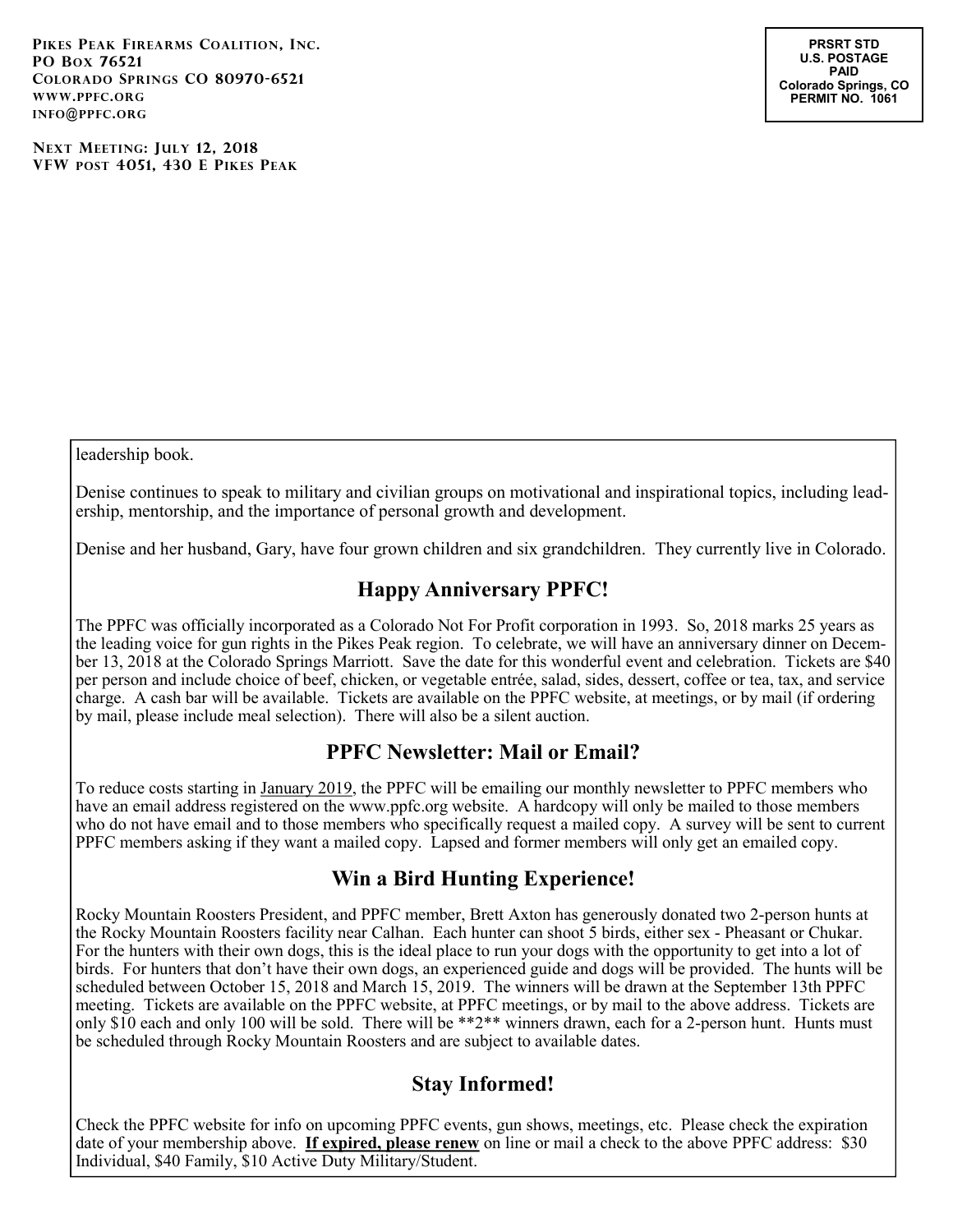PIKES PEAK FIREARMS COALITION, INC.
PO BOX 76521
COLORADO SPRINGS CO 80970-6521
WWW.PPFC.ORG
INFO@PPFC.ORG

PRSRT STD
U.S. POSTAGE
PAID
Colorado Springs, CO
PERMIT NO. 1061

NEXT MEETING: JULY 12, 2018
VFW POST 4051, 430 E PIKES PEAK

leadership book.

Denise continues to speak to military and civilian groups on motivational and inspirational topics, including leadership, mentorship, and the importance of personal growth and development.

Denise and her husband, Gary, have four grown children and six grandchildren. They currently live in Colorado.

## Happy Anniversary PPFC!

The PPFC was officially incorporated as a Colorado Not For Profit corporation in 1993. So, 2018 marks 25 years as the leading voice for gun rights in the Pikes Peak region. To celebrate, we will have an anniversary dinner on December 13, 2018 at the Colorado Springs Marriott. Save the date for this wonderful event and celebration. Tickets are $40 per person and include choice of beef, chicken, or vegetable entrée, salad, sides, dessert, coffee or tea, tax, and service charge. A cash bar will be available. Tickets are available on the PPFC website, at meetings, or by mail (if ordering by mail, please include meal selection). There will also be a silent auction.

## PPFC Newsletter: Mail or Email?

To reduce costs starting in January 2019, the PPFC will be emailing our monthly newsletter to PPFC members who have an email address registered on the www.ppfc.org website. A hardcopy will only be mailed to those members who do not have email and to those members who specifically request a mailed copy. A survey will be sent to current PPFC members asking if they want a mailed copy. Lapsed and former members will only get an emailed copy.

## Win a Bird Hunting Experience!

Rocky Mountain Roosters President, and PPFC member, Brett Axton has generously donated two 2-person hunts at the Rocky Mountain Roosters facility near Calhan. Each hunter can shoot 5 birds, either sex - Pheasant or Chukar. For the hunters with their own dogs, this is the ideal place to run your dogs with the opportunity to get into a lot of birds. For hunters that don't have their own dogs, an experienced guide and dogs will be provided. The hunts will be scheduled between October 15, 2018 and March 15, 2019. The winners will be drawn at the September 13th PPFC meeting. Tickets are available on the PPFC website, at PPFC meetings, or by mail to the above address. Tickets are only $10 each and only 100 will be sold. There will be **2** winners drawn, each for a 2-person hunt. Hunts must be scheduled through Rocky Mountain Roosters and are subject to available dates.

## Stay Informed!

Check the PPFC website for info on upcoming PPFC events, gun shows, meetings, etc. Please check the expiration date of your membership above. **If expired, please renew** on line or mail a check to the above PPFC address: $30 Individual, $40 Family, $10 Active Duty Military/Student.